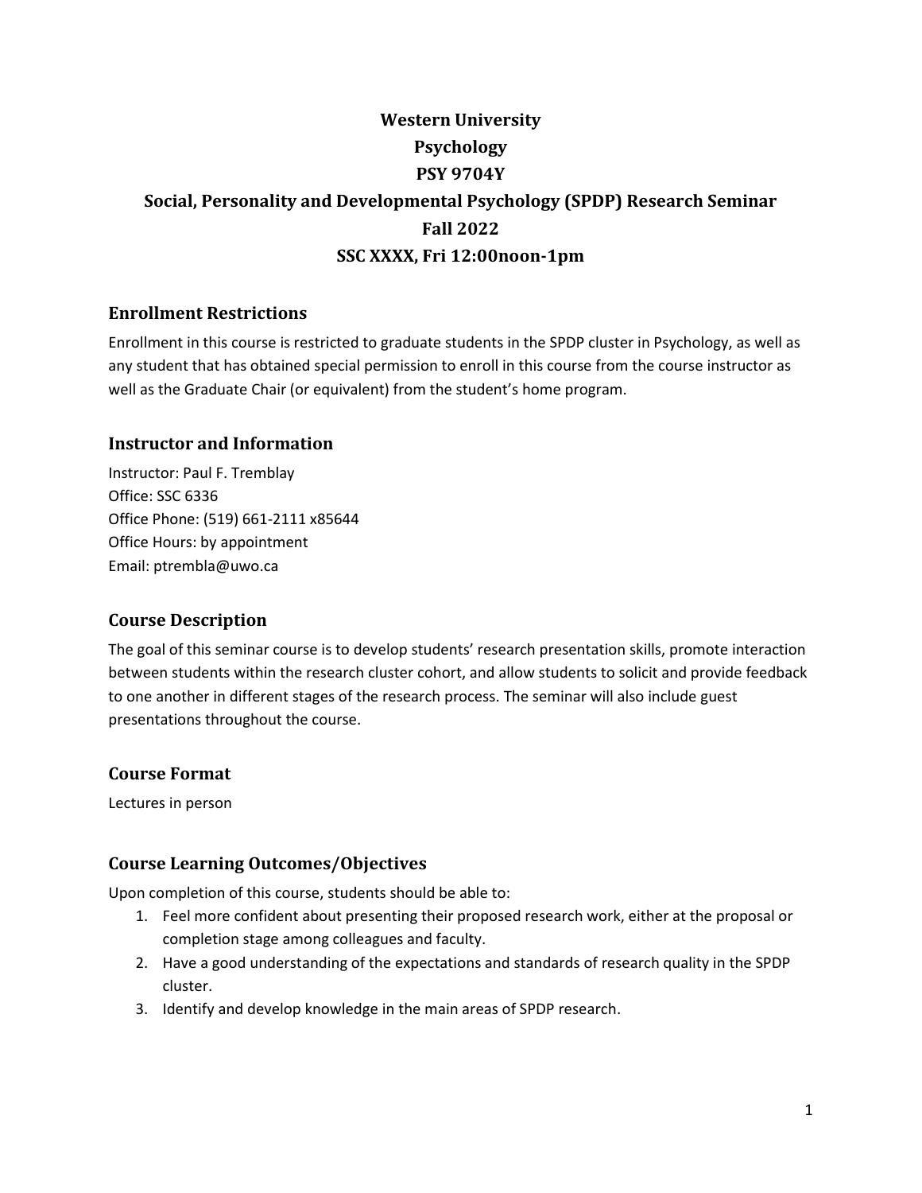# Western University

# Psychology

# PSY 9704Y

# Social, Personality and Developmental Psychology (SPDP) Research Seminar

# Fall 2022

# SSC XXXX, Fri 12:00noon-1pm

## Enrollment Restrictions

Enrollment in this course is restricted to graduate students in the SPDP cluster in Psychology, as well as any student that has obtained special permission to enroll in this course from the course instructor as well as the Graduate Chair (or equivalent) from the student's home program.

## Instructor and Information

Instructor: Paul F. Tremblay
Office: SSC 6336
Office Phone: (519) 661-2111 x85644
Office Hours: by appointment
Email: ptrembla@uwo.ca

## Course Description

The goal of this seminar course is to develop students' research presentation skills, promote interaction between students within the research cluster cohort, and allow students to solicit and provide feedback to one another in different stages of the research process. The seminar will also include guest presentations throughout the course.

## Course Format

Lectures in person

## Course Learning Outcomes/Objectives

Upon completion of this course, students should be able to:

1. Feel more confident about presenting their proposed research work, either at the proposal or completion stage among colleagues and faculty.
2. Have a good understanding of the expectations and standards of research quality in the SPDP cluster.
3. Identify and develop knowledge in the main areas of SPDP research.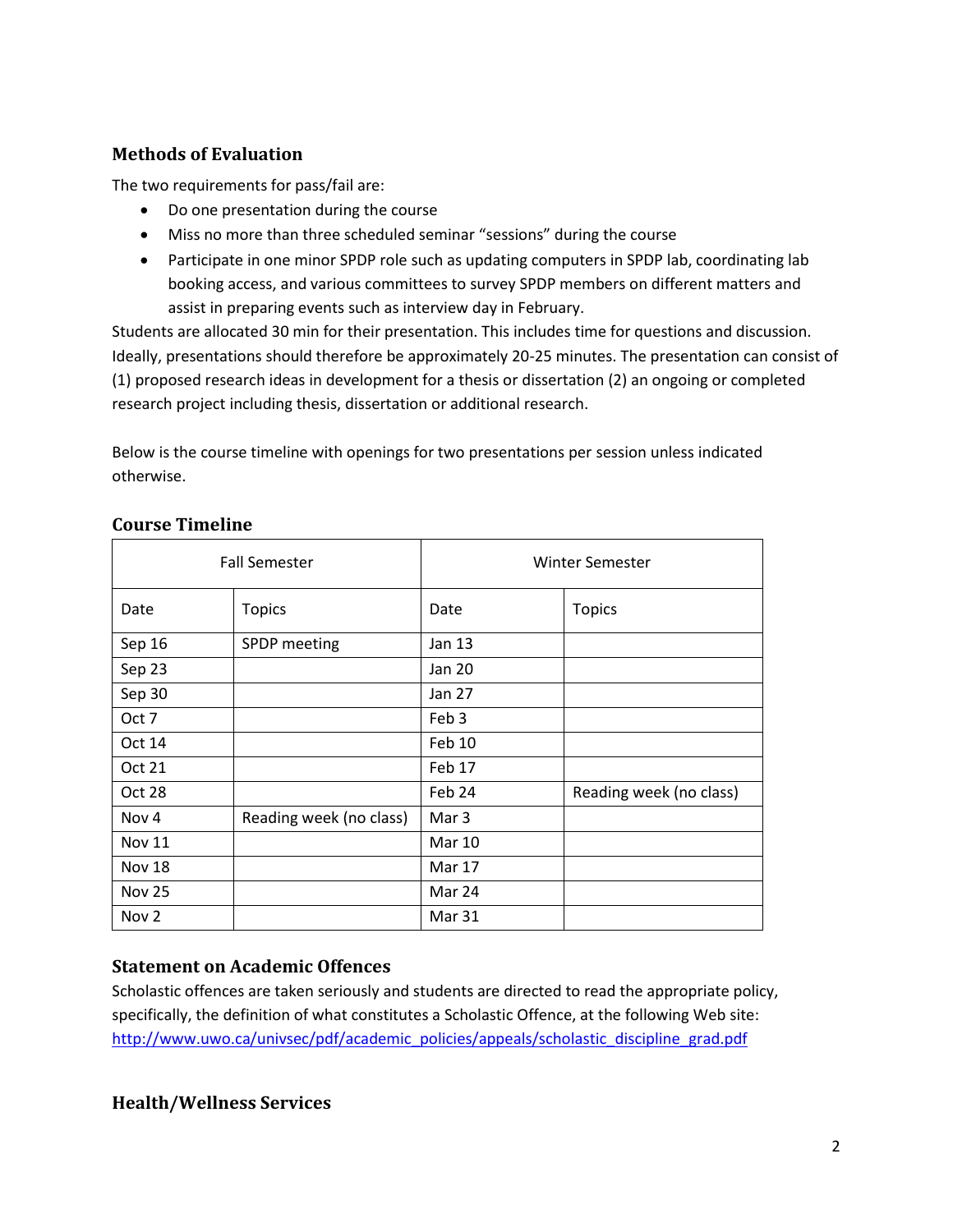### Methods of Evaluation

The two requirements for pass/fail are:

- Do one presentation during the course
- Miss no more than three scheduled seminar "sessions" during the course
- Participate in one minor SPDP role such as updating computers in SPDP lab, coordinating lab booking access, and various committees to survey SPDP members on different matters and assist in preparing events such as interview day in February.

Students are allocated 30 min for their presentation. This includes time for questions and discussion. Ideally, presentations should therefore be approximately 20-25 minutes. The presentation can consist of (1) proposed research ideas in development for a thesis or dissertation (2) an ongoing or completed research project including thesis, dissertation or additional research.

Below is the course timeline with openings for two presentations per session unless indicated otherwise.

### Course Timeline

| Fall Semester | | Winter Semester | |
|---|---|---|---|
| Date | Topics | Date | Topics |
| Sep 16 | SPDP meeting | Jan 13 | |
| Sep 23 | | Jan 20 | |
| Sep 30 | | Jan 27 | |
| Oct 7 | | Feb 3 | |
| Oct 14 | | Feb 10 | |
| Oct 21 | | Feb 17 | |
| Oct 28 | | Feb 24 | Reading week (no class) |
| Nov 4 | Reading week (no class) | Mar 3 | |
| Nov 11 | | Mar 10 | |
| Nov 18 | | Mar 17 | |
| Nov 25 | | Mar 24 | |
| Nov 2 | | Mar 31 | |

### Statement on Academic Offences

Scholastic offences are taken seriously and students are directed to read the appropriate policy, specifically, the definition of what constitutes a Scholastic Offence, at the following Web site: [http://www.uwo.ca/univsec/pdf/academic_policies/appeals/scholastic_discipline_grad.pdf](http://www.uwo.ca/univsec/pdf/academic_policies/appeals/scholastic_discipline_grad.pdf)

### Health/Wellness Services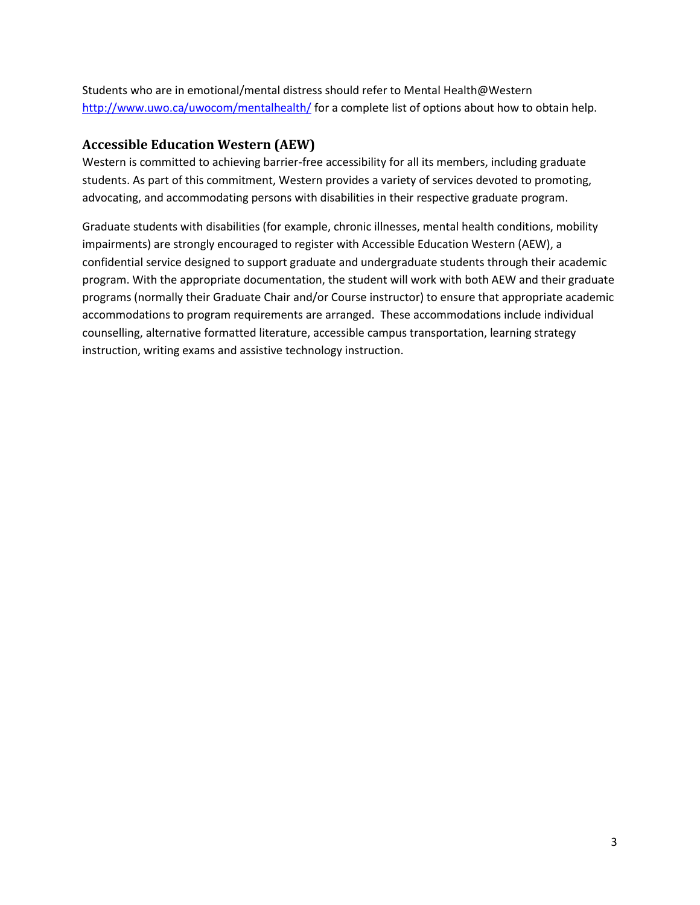Students who are in emotional/mental distress should refer to Mental Health@Western [http://www.uwo.ca/uwocom/mentalhealth/](http://www.uwo.ca/uwocom/mentalhealth/) for a complete list of options about how to obtain help.

## Accessible Education Western (AEW)

Western is committed to achieving barrier-free accessibility for all its members, including graduate students. As part of this commitment, Western provides a variety of services devoted to promoting, advocating, and accommodating persons with disabilities in their respective graduate program.

Graduate students with disabilities (for example, chronic illnesses, mental health conditions, mobility impairments) are strongly encouraged to register with Accessible Education Western (AEW), a confidential service designed to support graduate and undergraduate students through their academic program. With the appropriate documentation, the student will work with both AEW and their graduate programs (normally their Graduate Chair and/or Course instructor) to ensure that appropriate academic accommodations to program requirements are arranged. These accommodations include individual counselling, alternative formatted literature, accessible campus transportation, learning strategy instruction, writing exams and assistive technology instruction.